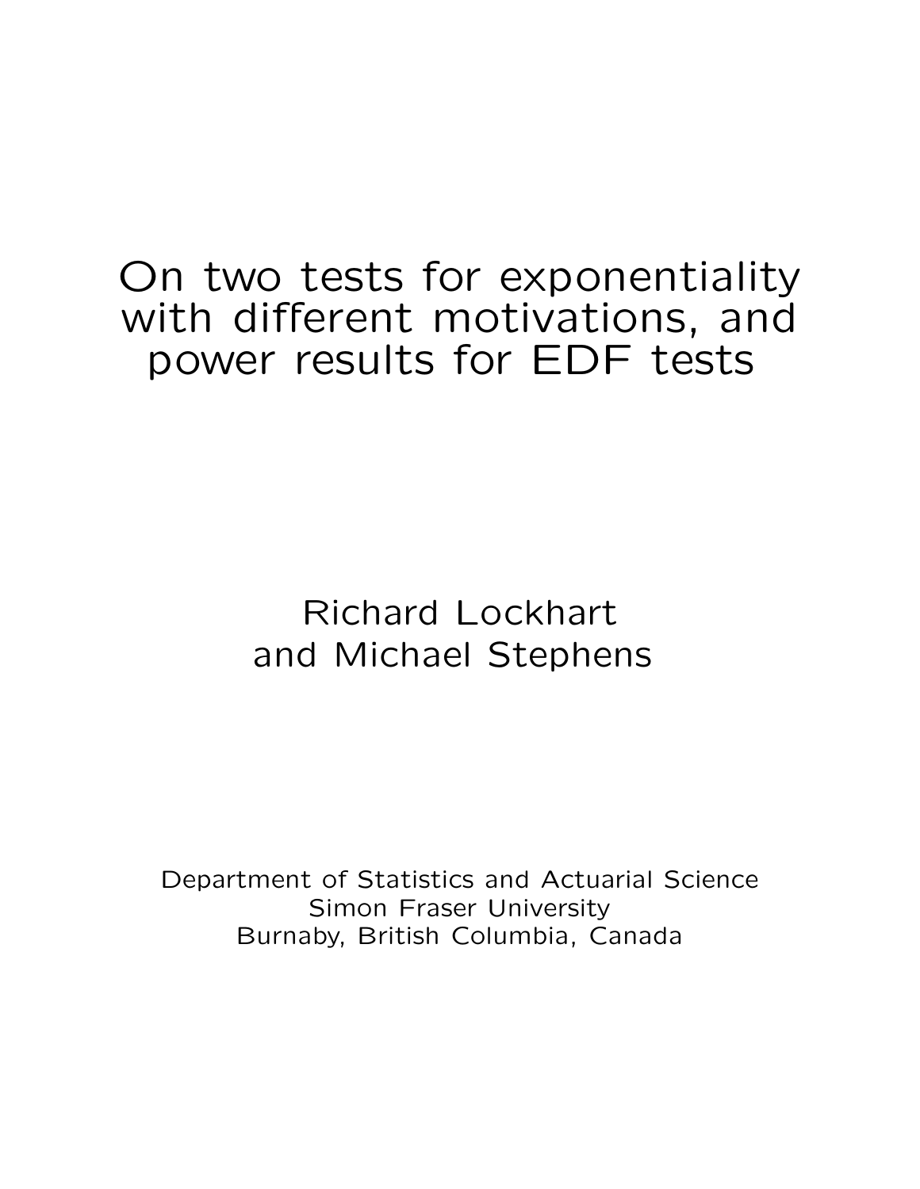# On two tests for exponentiality with different motivations, and power results for EDF tests

Richard Lockhart
and Michael Stephens

Department of Statistics and Actuarial Science
Simon Fraser University
Burnaby, British Columbia, Canada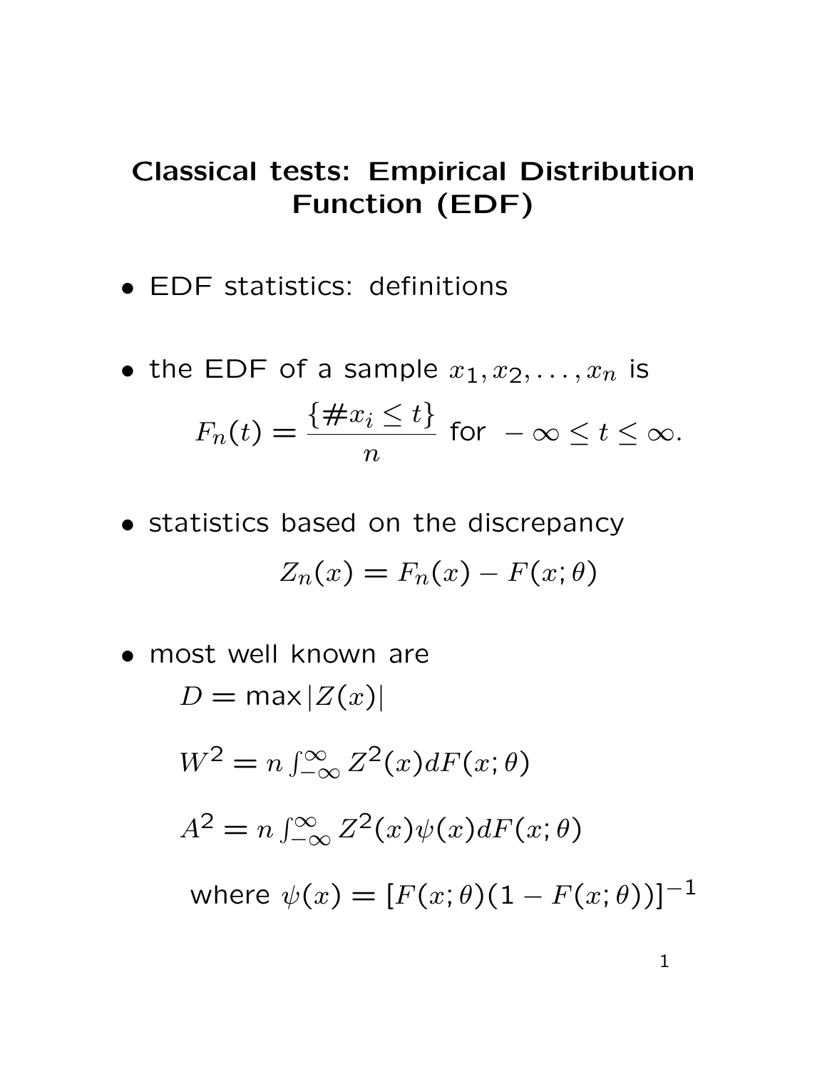# Classical tests: Empirical Distribution Function (EDF)

- EDF statistics: definitions

- the EDF of a sample $x_1, x_2, \ldots, x_n$ is

$$F_n(t) = \frac{\{\# x_i \le t\}}{n} \text{ for } -\infty \le t \le \infty.$$

- statistics based on the discrepancy

$$Z_n(x) = F_n(x) - F(x;\theta)$$

- most well known are

  $D = \max|Z(x)|$

  $W^2 = n \int_{-\infty}^{\infty} Z^2(x) dF(x;\theta)$

  $A^2 = n \int_{-\infty}^{\infty} Z^2(x)\psi(x) dF(x;\theta)$

  where $\psi(x) = [F(x;\theta)(1 - F(x;\theta))]^{-1}$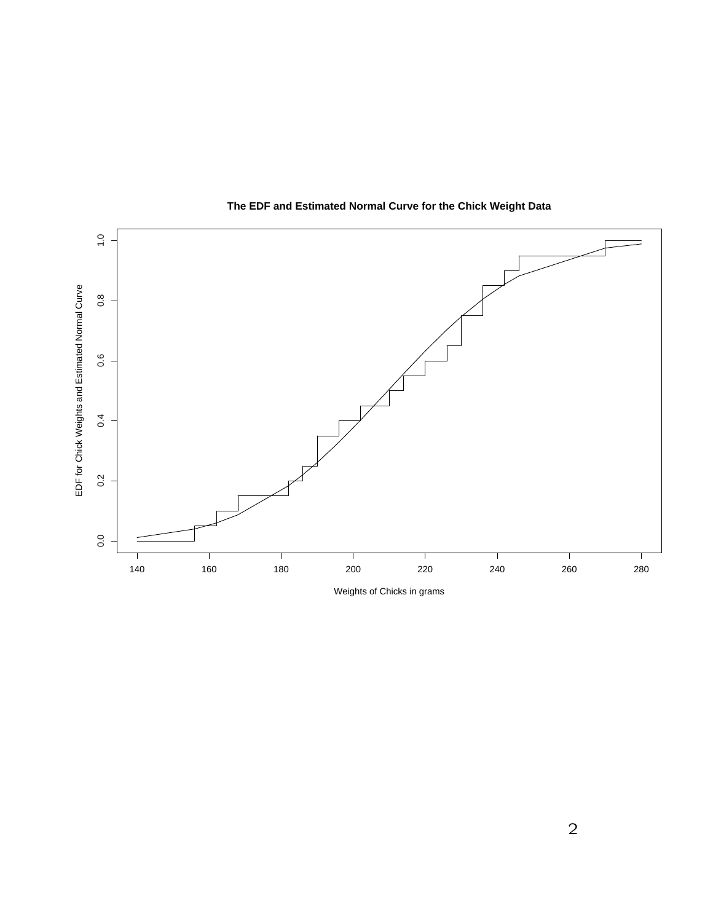**The EDF and Estimated Normal Curve for the Chick Weight Data**

EDF for Chick Weights and Estimated Normal Curve

Weights of Chicks in grams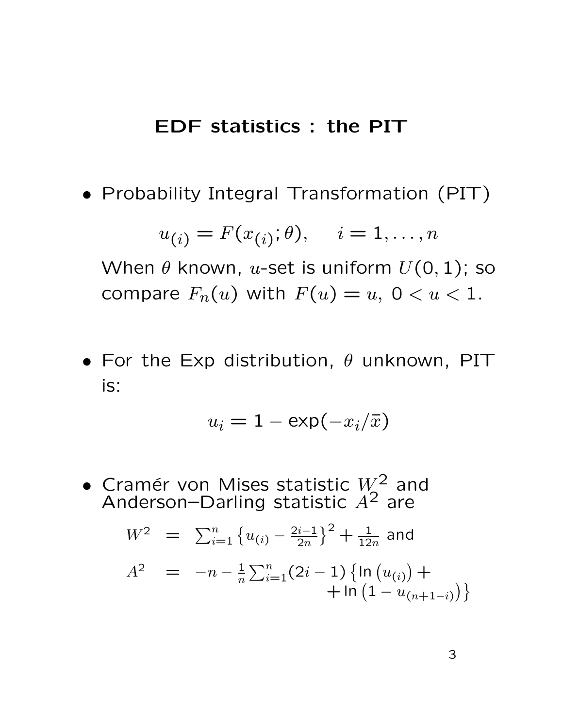## EDF statistics : the PIT

- Probability Integral Transformation (PIT)

  $$u_{(i)} = F(x_{(i)}; \theta), \quad i = 1, \ldots, n$$

  When $\theta$ known, $u$-set is uniform $U(0,1)$; so compare $F_n(u)$ with $F(u) = u$, $0 < u < 1$.

- For the Exp distribution, $\theta$ unknown, PIT is:

  $$u_i = 1 - \exp(-x_i/\bar{x})$$

- Cramér von Mises statistic $W^2$ and Anderson–Darling statistic $A^2$ are

  $$W^2 = \sum_{i=1}^{n} \left\{ u_{(i)} - \frac{2i-1}{2n} \right\}^2 + \frac{1}{12n} \text{ and}$$

  $$A^2 = -n - \frac{1}{n} \sum_{i=1}^{n} (2i-1) \left\{ \ln \left( u_{(i)} \right) + \ln \left( 1 - u_{(n+1-i)} \right) \right\}$$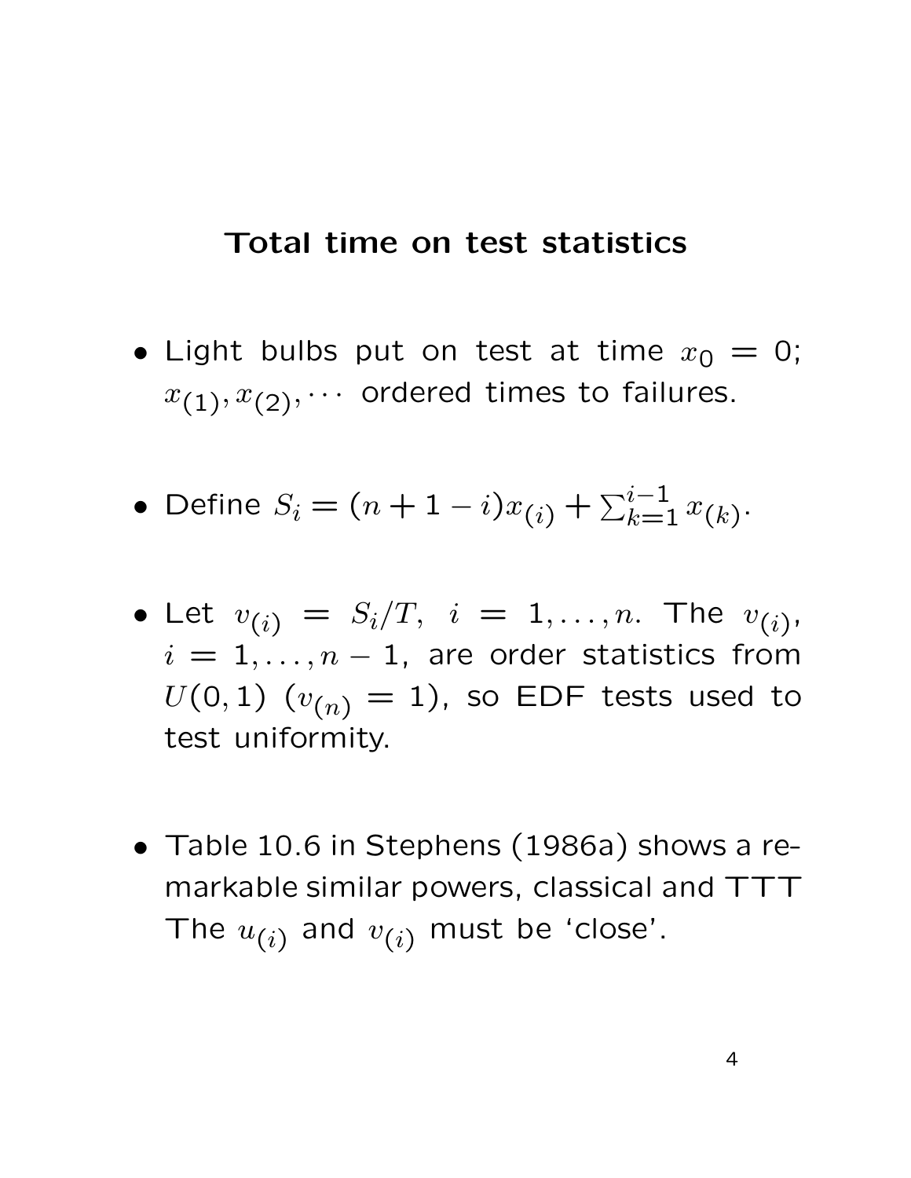# Total time on test statistics

- Light bulbs put on test at time $x_0 = 0$; $x_{(1)}, x_{(2)}, \cdots$ ordered times to failures.

- Define $S_i = (n + 1 - i)x_{(i)} + \sum_{k=1}^{i-1} x_{(k)}$.

- Let $v_{(i)} = S_i/T, \ i = 1, \ldots, n$. The $v_{(i)}$, $i = 1, \ldots, n-1$, are order statistics from $U(0,1)$ ($v_{(n)} = 1$), so EDF tests used to test uniformity.

- Table 10.6 in Stephens (1986a) shows a remarkable similar powers, classical and TTT The $u_{(i)}$ and $v_{(i)}$ must be 'close'.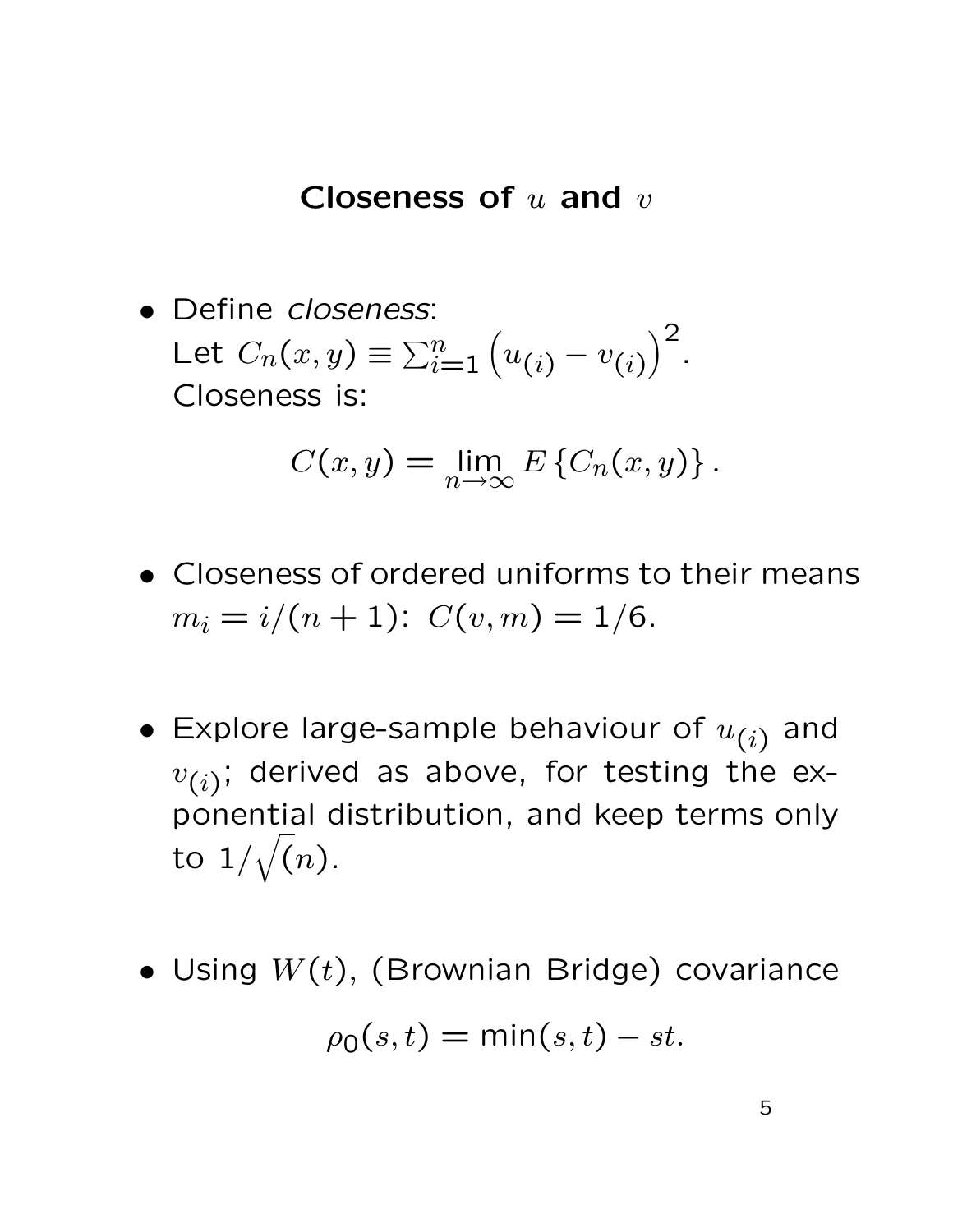## Closeness of $u$ and $v$

- Define *closeness*:
  Let $C_n(x, y) \equiv \sum_{i=1}^{n} \left(u_{(i)} - v_{(i)}\right)^2$.
  Closeness is:

$$C(x, y) = \lim_{n \to \infty} E\left\{C_n(x, y)\right\}.$$

- Closeness of ordered uniforms to their means $m_i = i/(n+1)$: $C(v, m) = 1/6$.

- Explore large-sample behaviour of $u_{(i)}$ and $v_{(i)}$; derived as above, for testing the exponential distribution, and keep terms only to $1/\sqrt{(n)}$.

- Using $W(t)$, (Brownian Bridge) covariance

$$\rho_0(s, t) = \min(s, t) - st.$$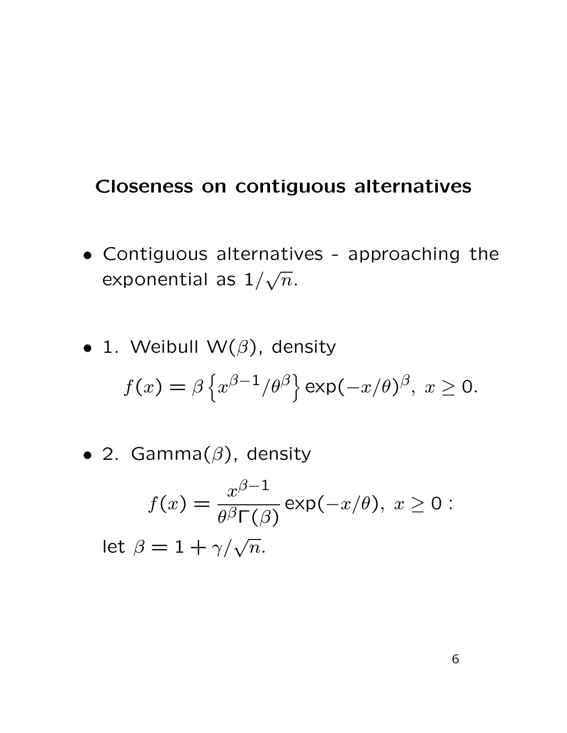## Closeness on contiguous alternatives

- Contiguous alternatives - approaching the exponential as $1/\sqrt{n}$.

- 1. Weibull W($\beta$), density

$$f(x) = \beta \left\{ x^{\beta-1}/\theta^{\beta} \right\} \exp(-x/\theta)^{\beta},\ x \geq 0.$$

- 2. Gamma($\beta$), density

$$f(x) = \frac{x^{\beta-1}}{\theta^{\beta}\Gamma(\beta)} \exp(-x/\theta),\ x \geq 0:$$

  let $\beta = 1 + \gamma/\sqrt{n}$.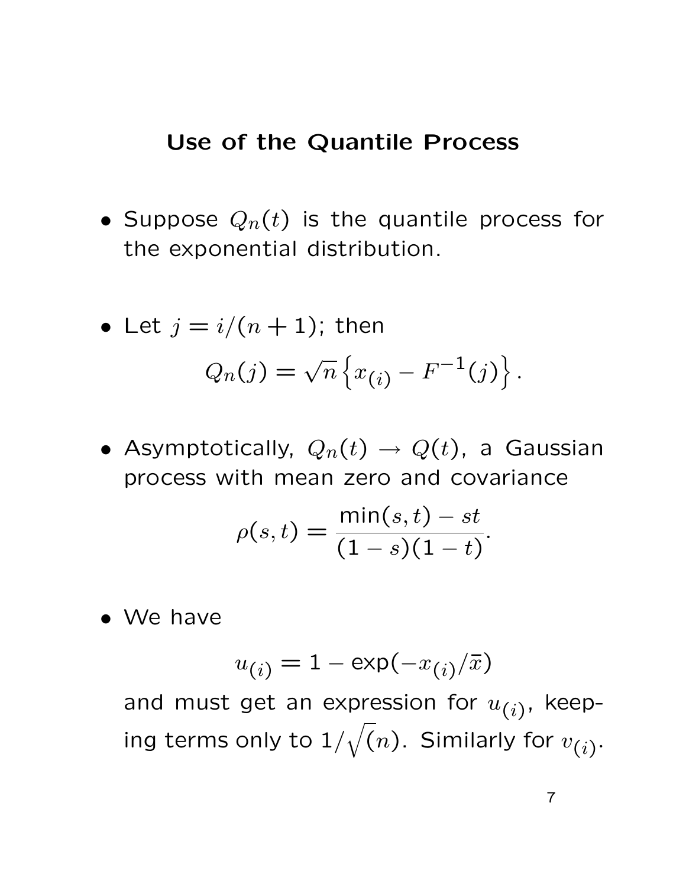## Use of the Quantile Process

- Suppose $Q_n(t)$ is the quantile process for the exponential distribution.

- Let $j = i/(n+1)$; then

$$Q_n(j) = \sqrt{n}\left\{x_{(i)} - F^{-1}(j)\right\}.$$

- Asymptotically, $Q_n(t) \to Q(t)$, a Gaussian process with mean zero and covariance

$$\rho(s,t) = \frac{\min(s,t) - st}{(1-s)(1-t)}.$$

- We have

$$u_{(i)} = 1 - \exp(-x_{(i)}/\bar{x})$$

and must get an expression for $u_{(i)}$, keeping terms only to $1/\sqrt{(n)}$. Similarly for $v_{(i)}$.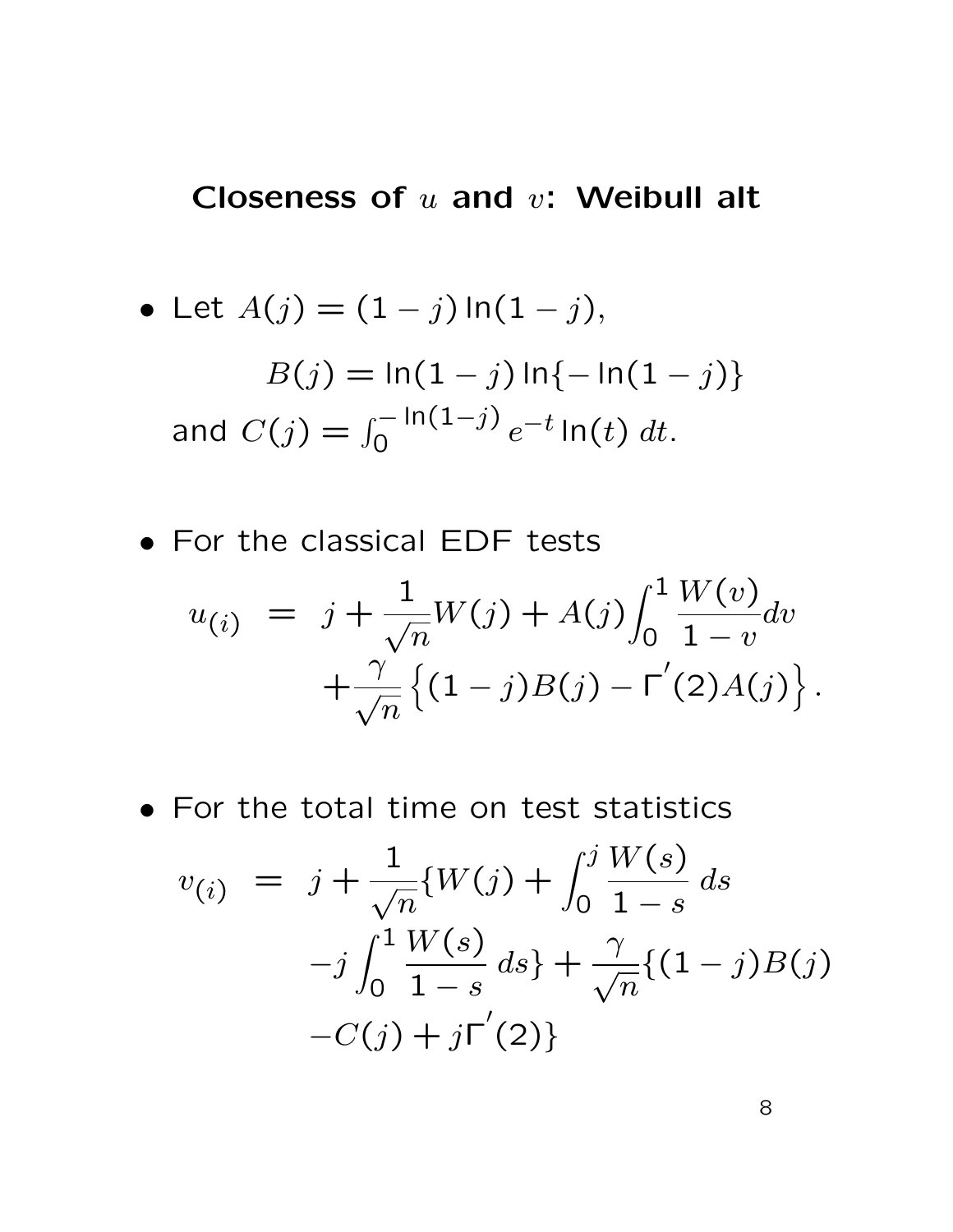## Closeness of $u$ and $v$: Weibull alt

- Let $A(j) = (1-j)\ln(1-j)$,

  $$B(j) = \ln(1-j)\ln\{-\ln(1-j)\}$$

  and $C(j) = \int_0^{-\ln(1-j)} e^{-t}\ln(t)\,dt$.

- For the classical EDF tests

$$
\begin{aligned}
u_{(i)} &= j + \frac{1}{\sqrt{n}}W(j) + A(j)\int_0^1 \frac{W(v)}{1-v}dv \\
&\quad + \frac{\gamma}{\sqrt{n}}\left\{(1-j)B(j) - \Gamma^{'}(2)A(j)\right\}.
\end{aligned}
$$

- For the total time on test statistics

$$
\begin{aligned}
v_{(i)} &= j + \frac{1}{\sqrt{n}}\{W(j) + \int_0^j \frac{W(s)}{1-s}\,ds \\
&\quad - j\int_0^1 \frac{W(s)}{1-s}\,ds\} + \frac{\gamma}{\sqrt{n}}\{(1-j)B(j) \\
&\quad - C(j) + j\Gamma^{'}(2)\}
\end{aligned}
$$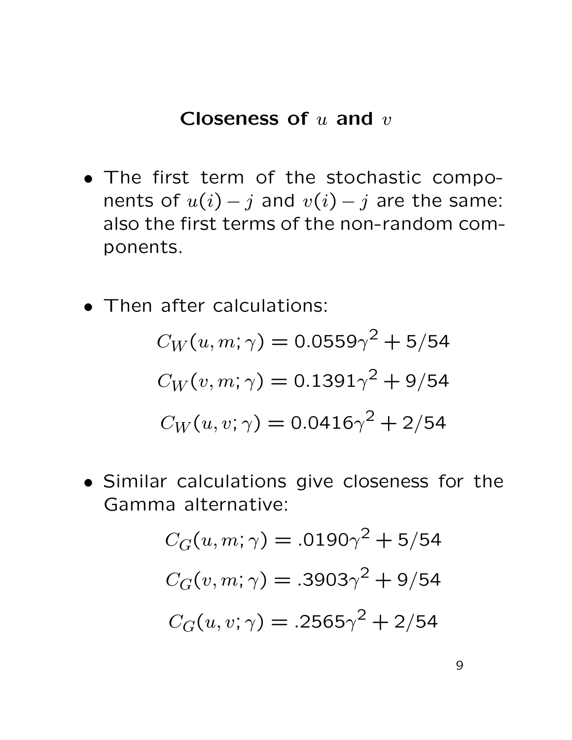## Closeness of $u$ and $v$

- The first term of the stochastic components of $u(i) - j$ and $v(i) - j$ are the same: also the first terms of the non-random components.

- Then after calculations:

$$C_W(u, m; \gamma) = 0.0559\gamma^2 + 5/54$$

$$C_W(v, m; \gamma) = 0.1391\gamma^2 + 9/54$$

$$C_W(u, v; \gamma) = 0.0416\gamma^2 + 2/54$$

- Similar calculations give closeness for the Gamma alternative:

$$C_G(u, m; \gamma) = .0190\gamma^2 + 5/54$$

$$C_G(v, m; \gamma) = .3903\gamma^2 + 9/54$$

$$C_G(u, v; \gamma) = .2565\gamma^2 + 2/54$$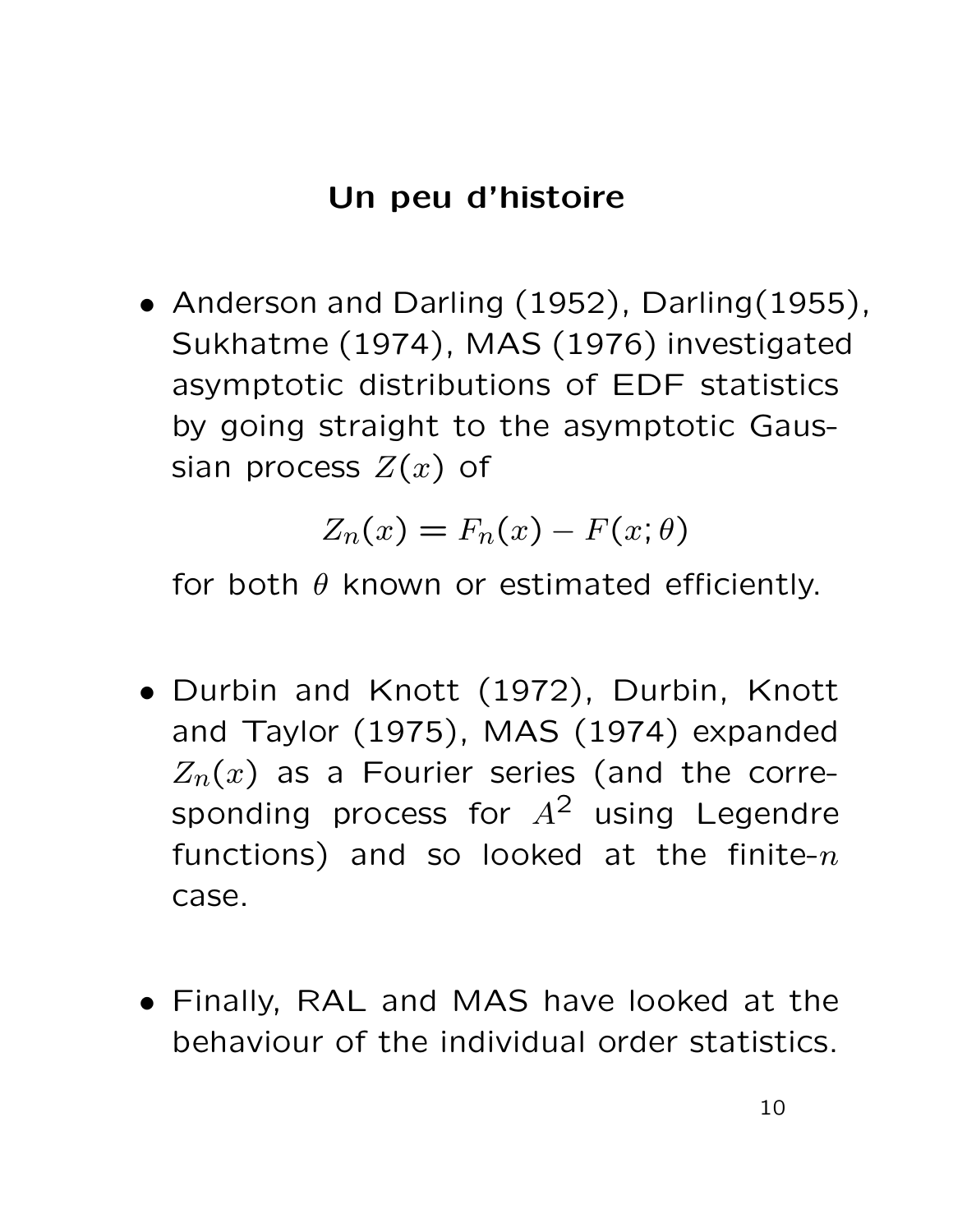# Un peu d'histoire

- Anderson and Darling (1952), Darling(1955), Sukhatme (1974), MAS (1976) investigated asymptotic distributions of EDF statistics by going straight to the asymptotic Gaussian process $Z(x)$ of

$$Z_n(x) = F_n(x) - F(x; \theta)$$

  for both $\theta$ known or estimated efficiently.

- Durbin and Knott (1972), Durbin, Knott and Taylor (1975), MAS (1974) expanded $Z_n(x)$ as a Fourier series (and the corresponding process for $A^2$ using Legendre functions) and so looked at the finite-$n$ case.

- Finally, RAL and MAS have looked at the behaviour of the individual order statistics.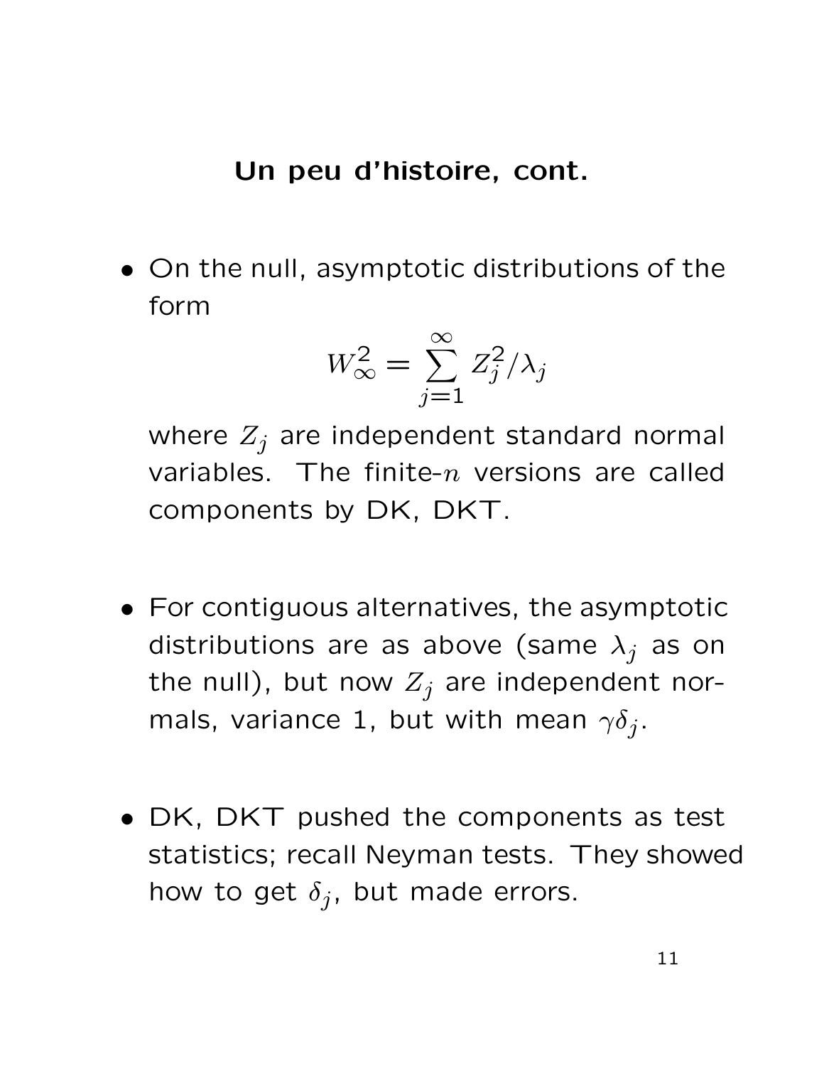## Un peu d'histoire, cont.

- On the null, asymptotic distributions of the form

$$W^2_\infty = \sum_{j=1}^{\infty} Z_j^2/\lambda_j$$

  where $Z_j$ are independent standard normal variables. The finite-$n$ versions are called components by DK, DKT.

- For contiguous alternatives, the asymptotic distributions are as above (same $\lambda_j$ as on the null), but now $Z_j$ are independent normals, variance 1, but with mean $\gamma\delta_j$.

- DK, DKT pushed the components as test statistics; recall Neyman tests. They showed how to get $\delta_j$, but made errors.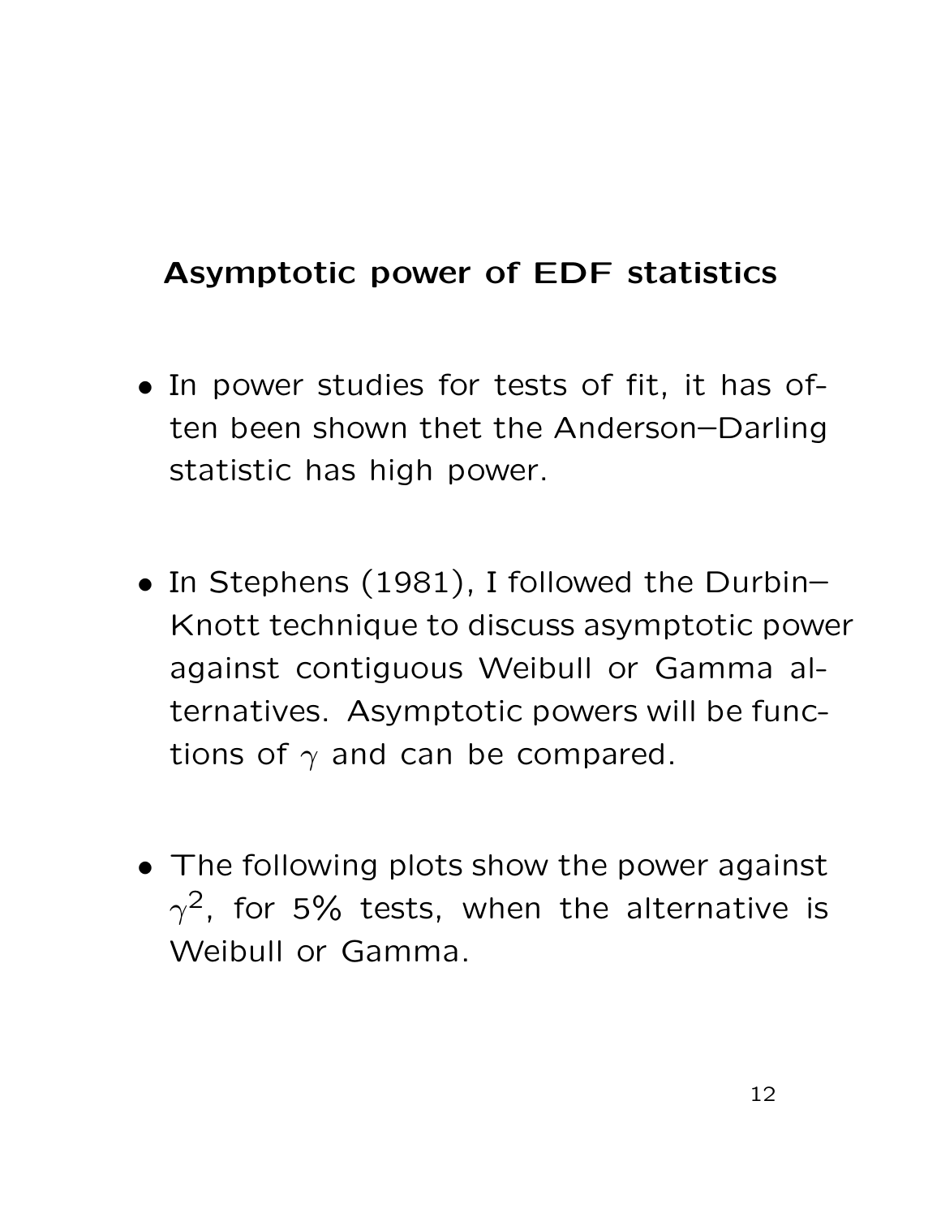## Asymptotic power of EDF statistics

- In power studies for tests of fit, it has often been shown thet the Anderson–Darling statistic has high power.

- In Stephens (1981), I followed the Durbin–Knott technique to discuss asymptotic power against contiguous Weibull or Gamma alternatives. Asymptotic powers will be functions of $\gamma$ and can be compared.

- The following plots show the power against $\gamma^2$, for 5% tests, when the alternative is Weibull or Gamma.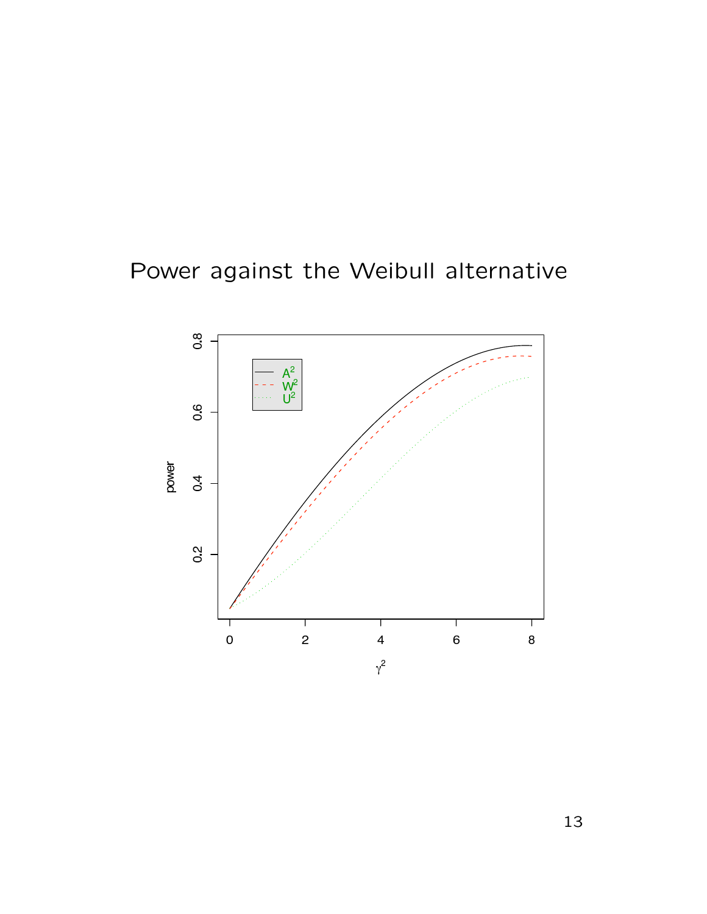# Power against the Weibull alternative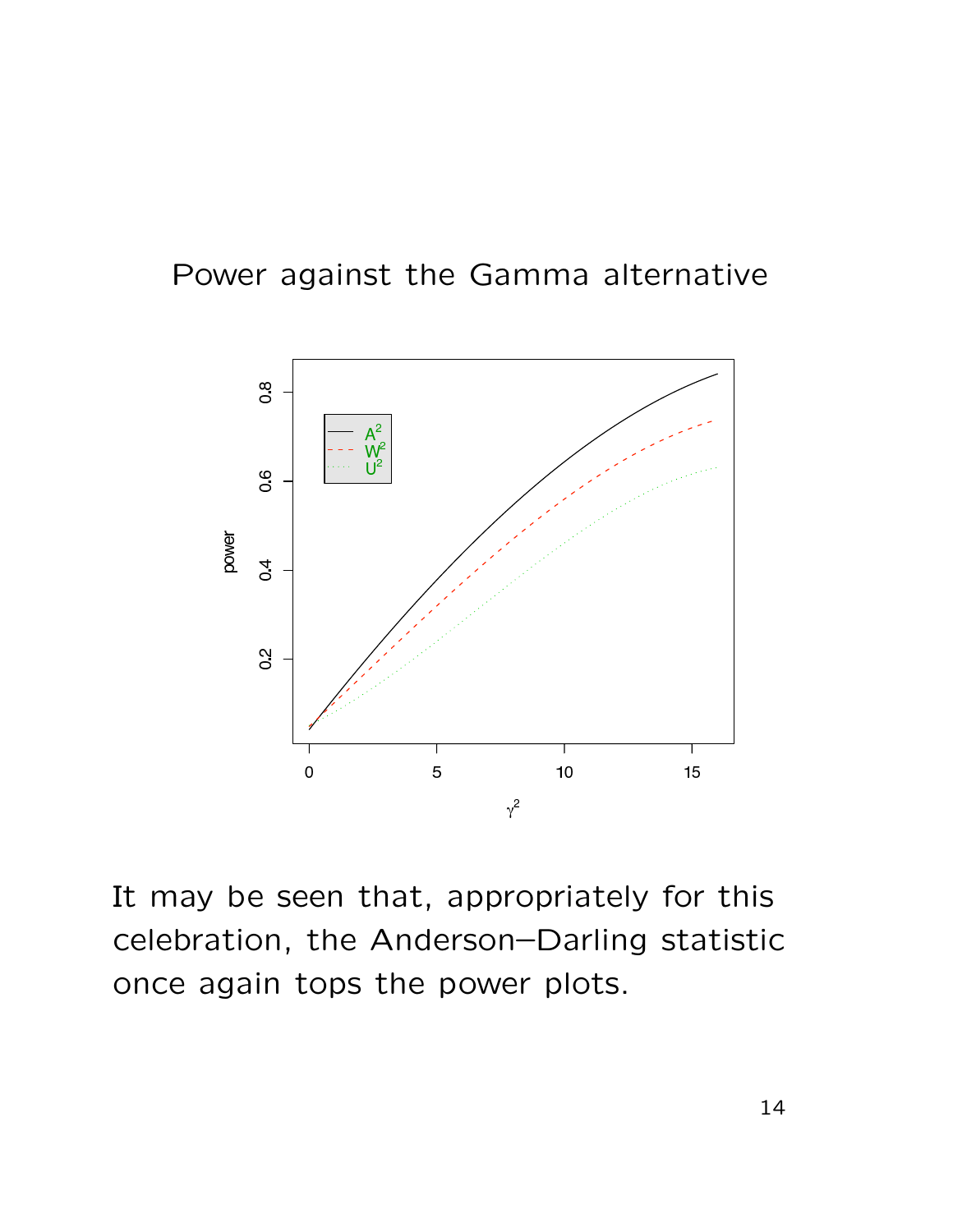# Power against the Gamma alternative

power

0.2

0.4

0.6

0.8

0

5

10

15

$\gamma^2$

$A^2$

$W^2$

$U^2$

It may be seen that, appropriately for this celebration, the Anderson–Darling statistic once again tops the power plots.